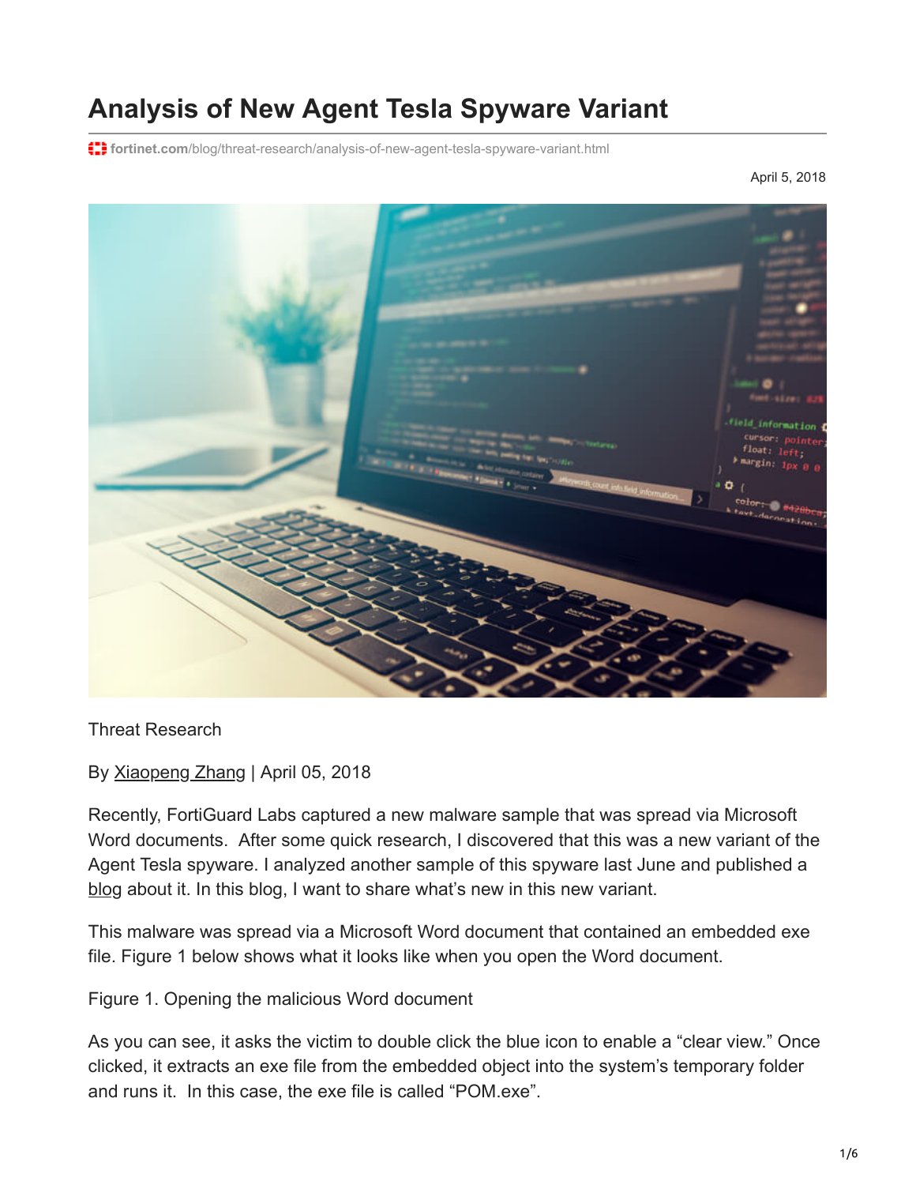# Analysis of New Agent Tesla Spyware Variant

fortinet.com/blog/threat-research/analysis-of-new-agent-tesla-spyware-variant.html

April 5, 2018

Threat Research

By Xiaopeng Zhang | April 05, 2018

Recently, FortiGuard Labs captured a new malware sample that was spread via Microsoft Word documents. After some quick research, I discovered that this was a new variant of the Agent Tesla spyware. I analyzed another sample of this spyware last June and published a blog about it. In this blog, I want to share what's new in this new variant.

This malware was spread via a Microsoft Word document that contained an embedded exe file. Figure 1 below shows what it looks like when you open the Word document.

Figure 1. Opening the malicious Word document

As you can see, it asks the victim to double click the blue icon to enable a "clear view." Once clicked, it extracts an exe file from the embedded object into the system's temporary folder and runs it. In this case, the exe file is called "POM.exe".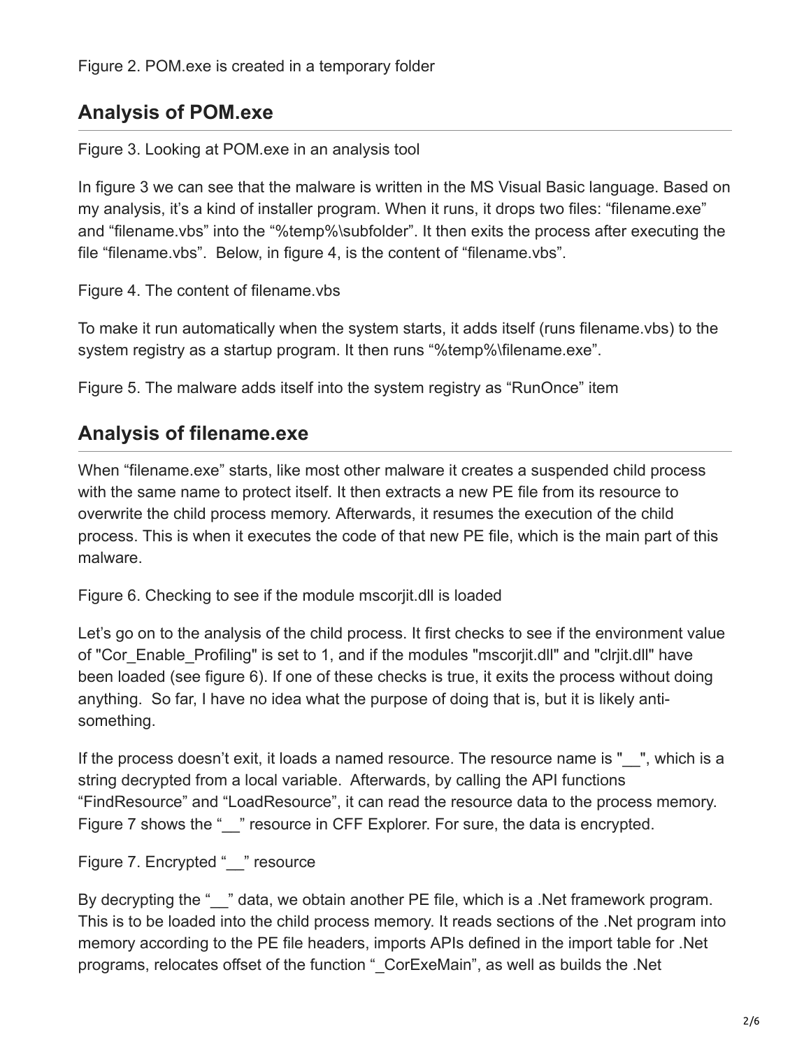Figure 2. POM.exe is created in a temporary folder

## Analysis of POM.exe

Figure 3. Looking at POM.exe in an analysis tool

In figure 3 we can see that the malware is written in the MS Visual Basic language. Based on my analysis, it's a kind of installer program. When it runs, it drops two files: "filename.exe" and "filename.vbs" into the "%temp%\subfolder". It then exits the process after executing the file "filename.vbs". Below, in figure 4, is the content of "filename.vbs".

Figure 4. The content of filename.vbs

To make it run automatically when the system starts, it adds itself (runs filename.vbs) to the system registry as a startup program. It then runs "%temp%\filename.exe".

Figure 5. The malware adds itself into the system registry as "RunOnce" item

## Analysis of filename.exe

When "filename.exe" starts, like most other malware it creates a suspended child process with the same name to protect itself. It then extracts a new PE file from its resource to overwrite the child process memory. Afterwards, it resumes the execution of the child process. This is when it executes the code of that new PE file, which is the main part of this malware.

Figure 6. Checking to see if the module mscorjit.dll is loaded

Let's go on to the analysis of the child process. It first checks to see if the environment value of "Cor_Enable_Profiling" is set to 1, and if the modules "mscorjit.dll" and "clrjit.dll" have been loaded (see figure 6). If one of these checks is true, it exits the process without doing anything. So far, I have no idea what the purpose of doing that is, but it is likely anti-something.

If the process doesn't exit, it loads a named resource. The resource name is "__", which is a string decrypted from a local variable. Afterwards, by calling the API functions "FindResource" and "LoadResource", it can read the resource data to the process memory. Figure 7 shows the "__" resource in CFF Explorer. For sure, the data is encrypted.

Figure 7. Encrypted "__" resource

By decrypting the "__" data, we obtain another PE file, which is a .Net framework program. This is to be loaded into the child process memory. It reads sections of the .Net program into memory according to the PE file headers, imports APIs defined in the import table for .Net programs, relocates offset of the function "_CorExeMain", as well as builds the .Net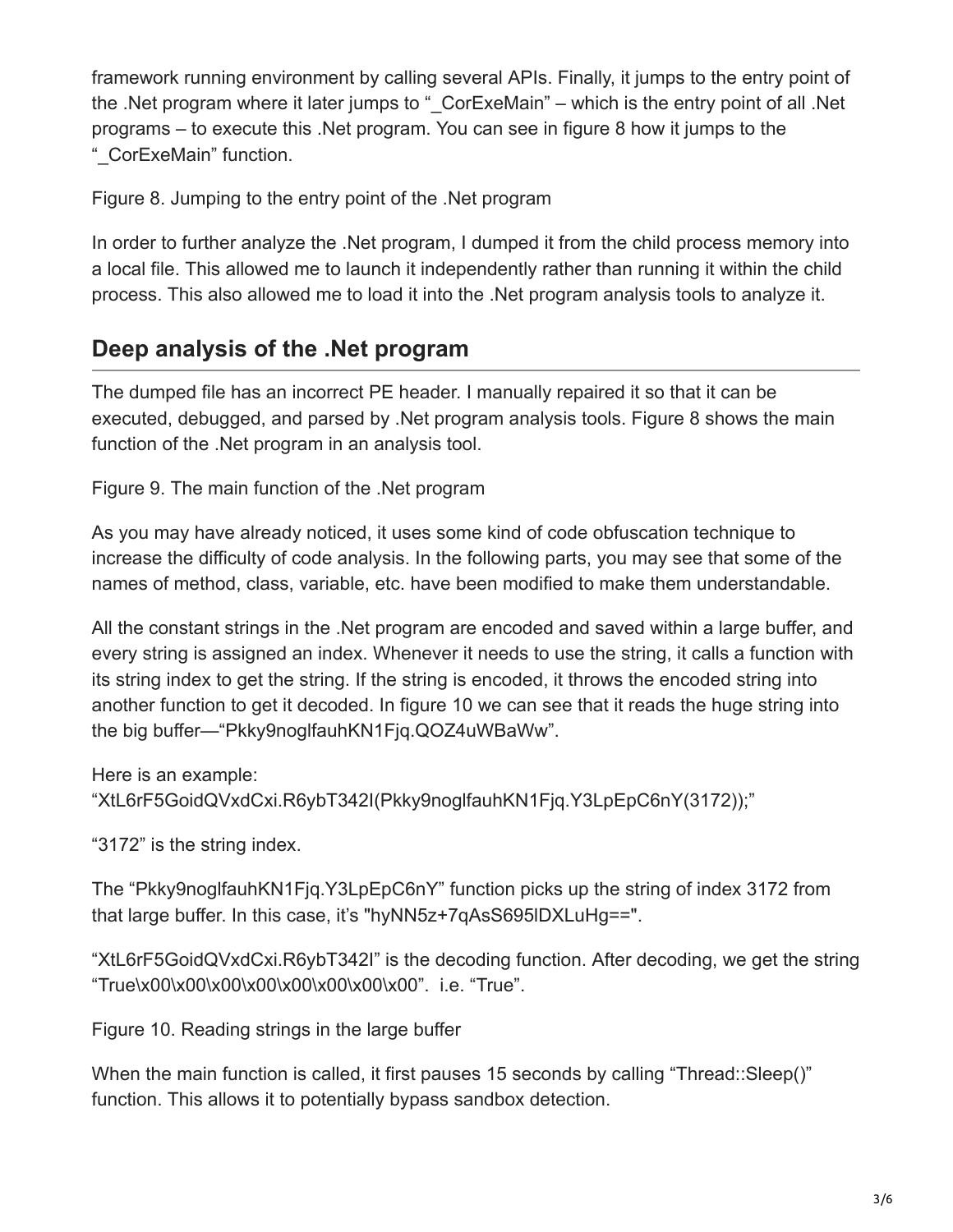framework running environment by calling several APIs. Finally, it jumps to the entry point of the .Net program where it later jumps to "_CorExeMain" – which is the entry point of all .Net programs – to execute this .Net program. You can see in figure 8 how it jumps to the "_CorExeMain" function.

Figure 8. Jumping to the entry point of the .Net program

In order to further analyze the .Net program, I dumped it from the child process memory into a local file. This allowed me to launch it independently rather than running it within the child process. This also allowed me to load it into the .Net program analysis tools to analyze it.

## Deep analysis of the .Net program

The dumped file has an incorrect PE header. I manually repaired it so that it can be executed, debugged, and parsed by .Net program analysis tools. Figure 8 shows the main function of the .Net program in an analysis tool.

Figure 9. The main function of the .Net program

As you may have already noticed, it uses some kind of code obfuscation technique to increase the difficulty of code analysis. In the following parts, you may see that some of the names of method, class, variable, etc. have been modified to make them understandable.

All the constant strings in the .Net program are encoded and saved within a large buffer, and every string is assigned an index. Whenever it needs to use the string, it calls a function with its string index to get the string. If the string is encoded, it throws the encoded string into another function to get it decoded. In figure 10 we can see that it reads the huge string into the big buffer—"Pkky9noglfauhKN1Fjq.QOZ4uWBaWw".

Here is an example:
"XtL6rF5GoidQVxdCxi.R6ybT342I(Pkky9noglfauhKN1Fjq.Y3LpEpC6nY(3172));"

"3172" is the string index.

The "Pkky9noglfauhKN1Fjq.Y3LpEpC6nY" function picks up the string of index 3172 from that large buffer. In this case, it's "hyNN5z+7qAsS695lDXLuHg==".

"XtL6rF5GoidQVxdCxi.R6ybT342I" is the decoding function. After decoding, we get the string "True\x00\x00\x00\x00\x00\x00\x00\x00". i.e. "True".

Figure 10. Reading strings in the large buffer

When the main function is called, it first pauses 15 seconds by calling "Thread::Sleep()" function. This allows it to potentially bypass sandbox detection.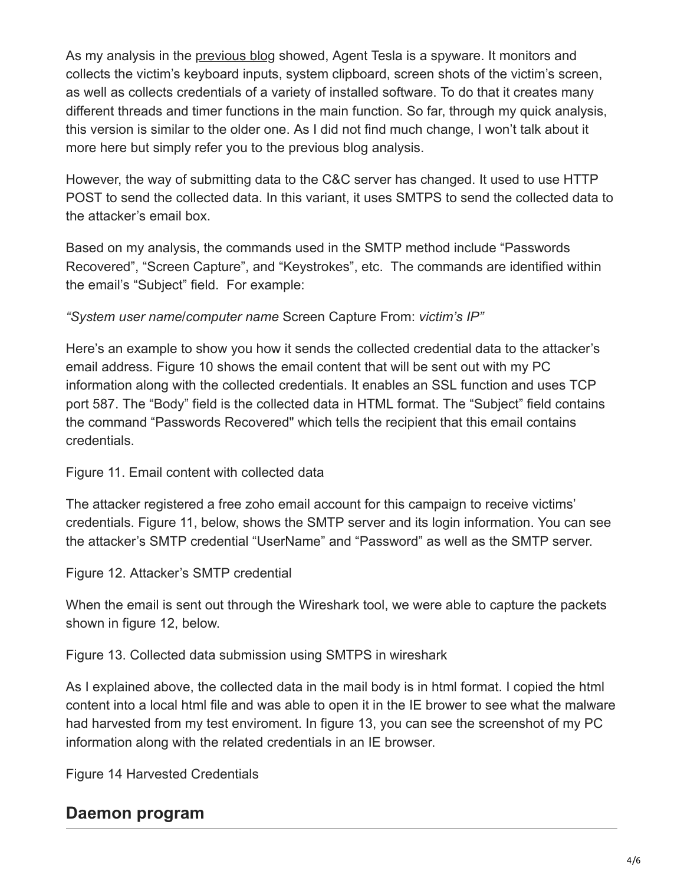As my analysis in the previous blog showed, Agent Tesla is a spyware. It monitors and collects the victim's keyboard inputs, system clipboard, screen shots of the victim's screen, as well as collects credentials of a variety of installed software. To do that it creates many different threads and timer functions in the main function. So far, through my quick analysis, this version is similar to the older one. As I did not find much change, I won't talk about it more here but simply refer you to the previous blog analysis.

However, the way of submitting data to the C&C server has changed. It used to use HTTP POST to send the collected data. In this variant, it uses SMTPS to send the collected data to the attacker's email box.

Based on my analysis, the commands used in the SMTP method include "Passwords Recovered", "Screen Capture", and "Keystrokes", etc. The commands are identified within the email's "Subject" field. For example:

*"System user name*/*computer name* Screen Capture From: *victim's IP"*

Here's an example to show you how it sends the collected credential data to the attacker's email address. Figure 10 shows the email content that will be sent out with my PC information along with the collected credentials. It enables an SSL function and uses TCP port 587. The "Body" field is the collected data in HTML format. The "Subject" field contains the command "Passwords Recovered" which tells the recipient that this email contains credentials.

Figure 11. Email content with collected data

The attacker registered a free zoho email account for this campaign to receive victims' credentials. Figure 11, below, shows the SMTP server and its login information. You can see the attacker's SMTP credential "UserName" and "Password" as well as the SMTP server.

Figure 12. Attacker's SMTP credential

When the email is sent out through the Wireshark tool, we were able to capture the packets shown in figure 12, below.

Figure 13. Collected data submission using SMTPS in wireshark

As I explained above, the collected data in the mail body is in html format. I copied the html content into a local html file and was able to open it in the IE brower to see what the malware had harvested from my test enviroment. In figure 13, you can see the screenshot of my PC information along with the related credentials in an IE browser.

Figure 14 Harvested Credentials

## Daemon program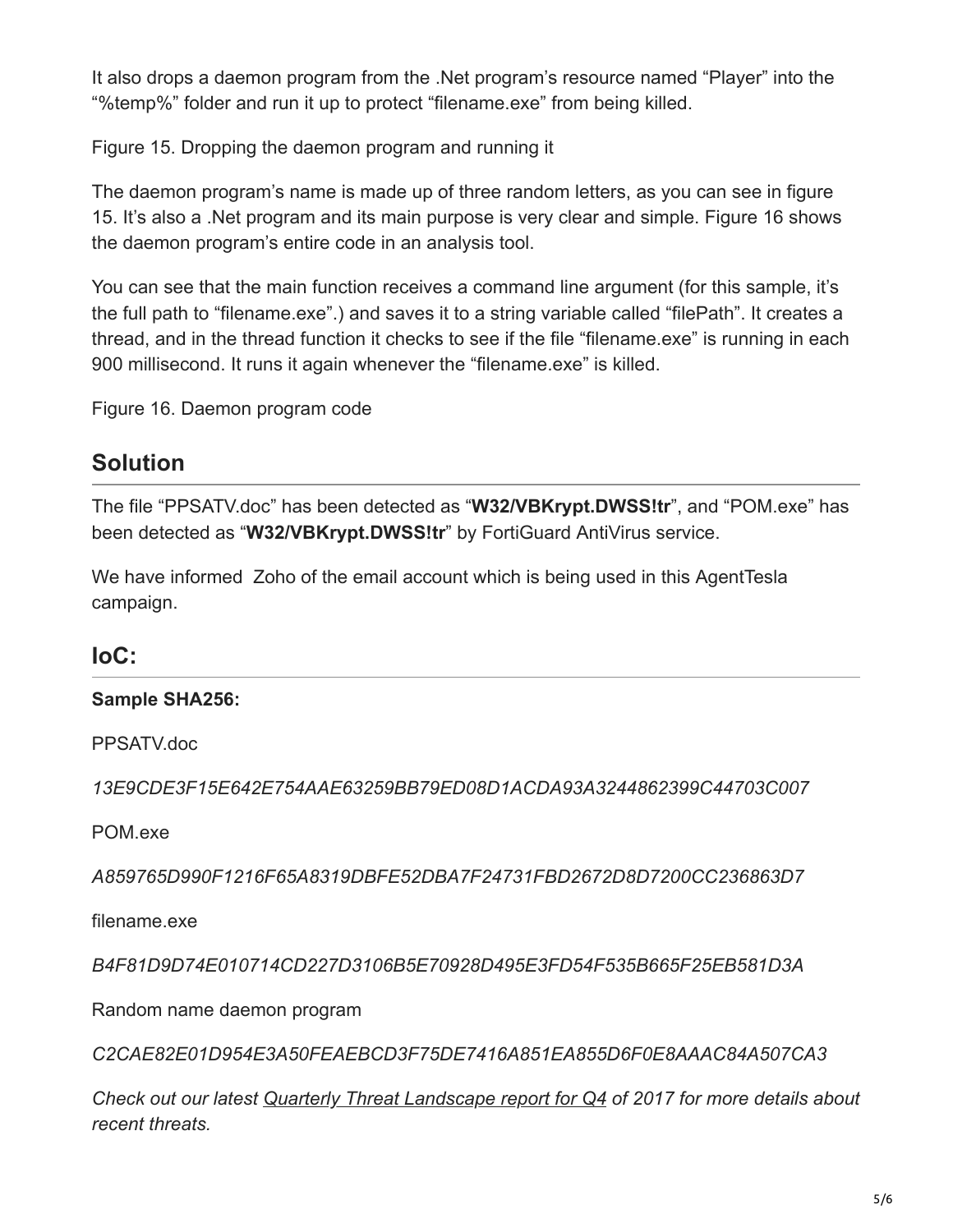It also drops a daemon program from the .Net program's resource named "Player" into the "%temp%" folder and run it up to protect "filename.exe" from being killed.

Figure 15. Dropping the daemon program and running it

The daemon program's name is made up of three random letters, as you can see in figure 15. It's also a .Net program and its main purpose is very clear and simple. Figure 16 shows the daemon program's entire code in an analysis tool.

You can see that the main function receives a command line argument (for this sample, it's the full path to "filename.exe".) and saves it to a string variable called "filePath". It creates a thread, and in the thread function it checks to see if the file "filename.exe" is running in each 900 millisecond. It runs it again whenever the "filename.exe" is killed.

Figure 16. Daemon program code

## Solution

The file "PPSATV.doc" has been detected as "**W32/VBKrypt.DWSS!tr**", and "POM.exe" has been detected as "**W32/VBKrypt.DWSS!tr**" by FortiGuard AntiVirus service.

We have informed  Zoho of the email account which is being used in this AgentTesla campaign.

## IoC:

**Sample SHA256:**

PPSATV.doc

*13E9CDE3F15E642E754AAE63259BB79ED08D1ACDA93A3244862399C44703C007*

POM.exe

*A859765D990F1216F65A8319DBFE52DBA7F24731FBD2672D8D7200CC236863D7*

filename.exe

*B4F81D9D74E010714CD227D3106B5E70928D495E3FD54F535B665F25EB581D3A*

Random name daemon program

*C2CAE82E01D954E3A50FEAEBCD3F75DE7416A851EA855D6F0E8AAAC84A507CA3*

*Check out our latest Quarterly Threat Landscape report for Q4 of 2017 for more details about recent threats.*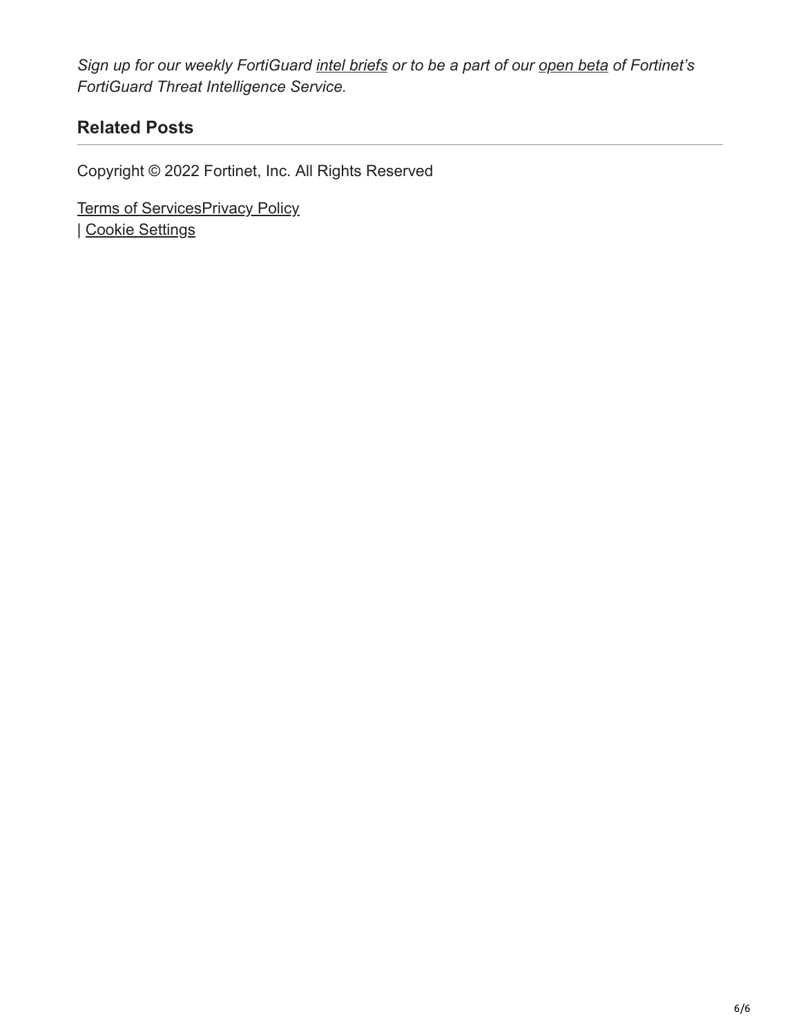*Sign up for our weekly FortiGuard intel briefs or to be a part of our open beta of Fortinet's FortiGuard Threat Intelligence Service.*

## Related Posts

Copyright © 2022 Fortinet, Inc. All Rights Reserved

Terms of ServicesPrivacy Policy
| Cookie Settings